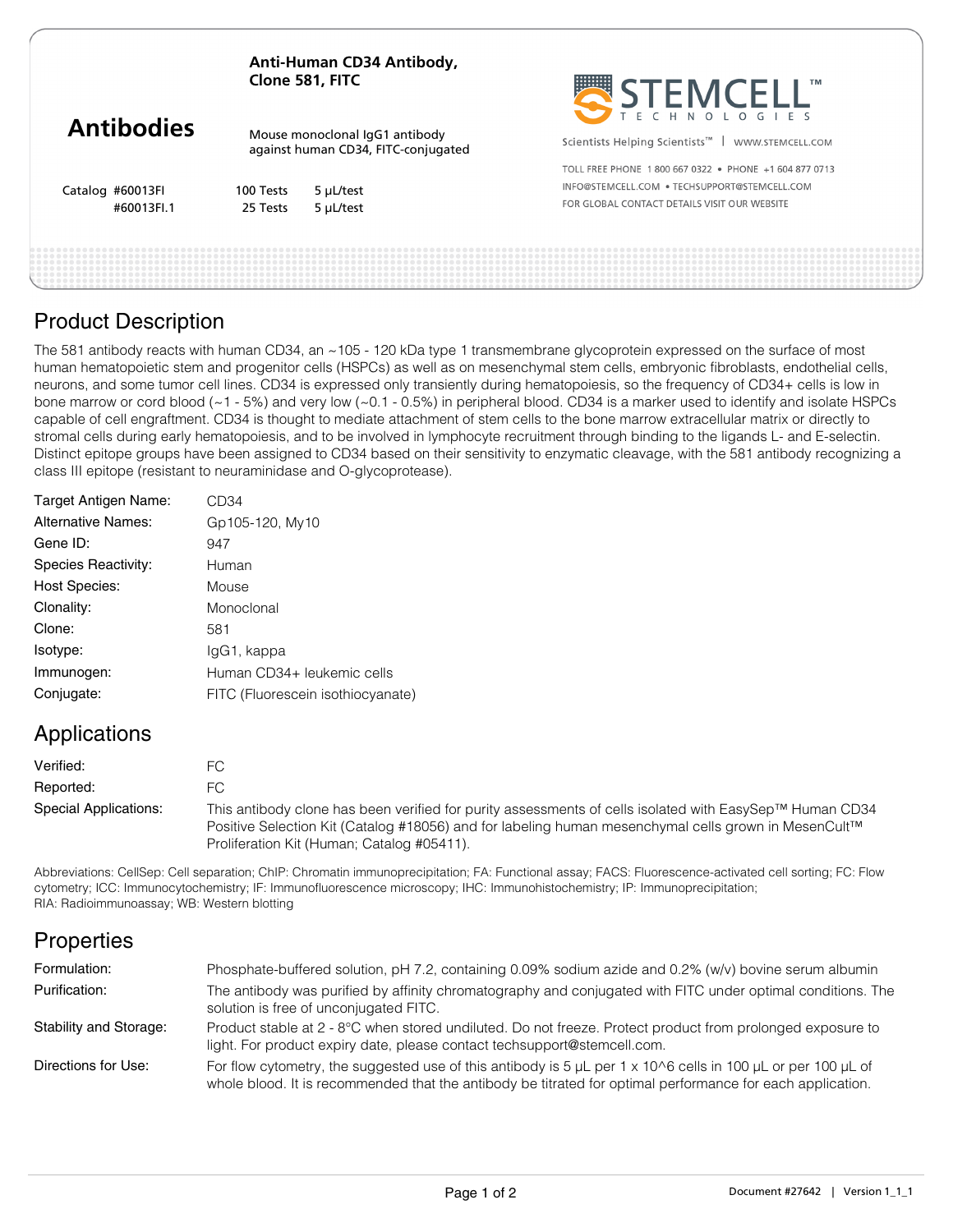# Anti-Human CD34 Antibody, Clone 581, FITC

**Antibodies**

Mouse monoclonal IgG1 antibody against human CD34, FITC-conjugated

| Catalog | | |
|---|---|---|
| #60013FI | 100 Tests | 5 µL/test |
| #60013FI.1 | 25 Tests | 5 µL/test |

STEMCELL™ TECHNOLOGIES

Scientists Helping Scientists™ | WWW.STEMCELL.COM

TOLL FREE PHONE 1 800 667 0322 • PHONE +1 604 877 0713
INFO@STEMCELL.COM • TECHSUPPORT@STEMCELL.COM
FOR GLOBAL CONTACT DETAILS VISIT OUR WEBSITE

## Product Description

The 581 antibody reacts with human CD34, an ~105 - 120 kDa type 1 transmembrane glycoprotein expressed on the surface of most human hematopoietic stem and progenitor cells (HSPCs) as well as on mesenchymal stem cells, embryonic fibroblasts, endothelial cells, neurons, and some tumor cell lines. CD34 is expressed only transiently during hematopoiesis, so the frequency of CD34+ cells is low in bone marrow or cord blood (~1 - 5%) and very low (~0.1 - 0.5%) in peripheral blood. CD34 is a marker used to identify and isolate HSPCs capable of cell engraftment. CD34 is thought to mediate attachment of stem cells to the bone marrow extracellular matrix or directly to stromal cells during early hematopoiesis, and to be involved in lymphocyte recruitment through binding to the ligands L- and E-selectin. Distinct epitope groups have been assigned to CD34 based on their sensitivity to enzymatic cleavage, with the 581 antibody recognizing a class III epitope (resistant to neuraminidase and O-glycoprotease).

| | |
|---|---|
| Target Antigen Name: | CD34 |
| Alternative Names: | Gp105-120, My10 |
| Gene ID: | 947 |
| Species Reactivity: | Human |
| Host Species: | Mouse |
| Clonality: | Monoclonal |
| Clone: | 581 |
| Isotype: | IgG1, kappa |
| Immunogen: | Human CD34+ leukemic cells |
| Conjugate: | FITC (Fluorescein isothiocyanate) |

## Applications

| | |
|---|---|
| Verified: | FC |
| Reported: | FC |
| Special Applications: | This antibody clone has been verified for purity assessments of cells isolated with EasySep™ Human CD34 Positive Selection Kit (Catalog #18056) and for labeling human mesenchymal cells grown in MesenCult™ Proliferation Kit (Human; Catalog #05411). |

Abbreviations: CellSep: Cell separation; ChIP: Chromatin immunoprecipitation; FA: Functional assay; FACS: Fluorescence-activated cell sorting; FC: Flow cytometry; ICC: Immunocytochemistry; IF: Immunofluorescence microscopy; IHC: Immunohistochemistry; IP: Immunoprecipitation; RIA: Radioimmunoassay; WB: Western blotting

## Properties

| | |
|---|---|
| Formulation: | Phosphate-buffered solution, pH 7.2, containing 0.09% sodium azide and 0.2% (w/v) bovine serum albumin |
| Purification: | The antibody was purified by affinity chromatography and conjugated with FITC under optimal conditions. The solution is free of unconjugated FITC. |
| Stability and Storage: | Product stable at 2 - 8°C when stored undiluted. Do not freeze. Protect product from prolonged exposure to light. For product expiry date, please contact techsupport@stemcell.com. |
| Directions for Use: | For flow cytometry, the suggested use of this antibody is 5 µL per 1 x 10^6 cells in 100 µL or per 100 µL of whole blood. It is recommended that the antibody be titrated for optimal performance for each application. |

Document #27642 | Version 1_1_1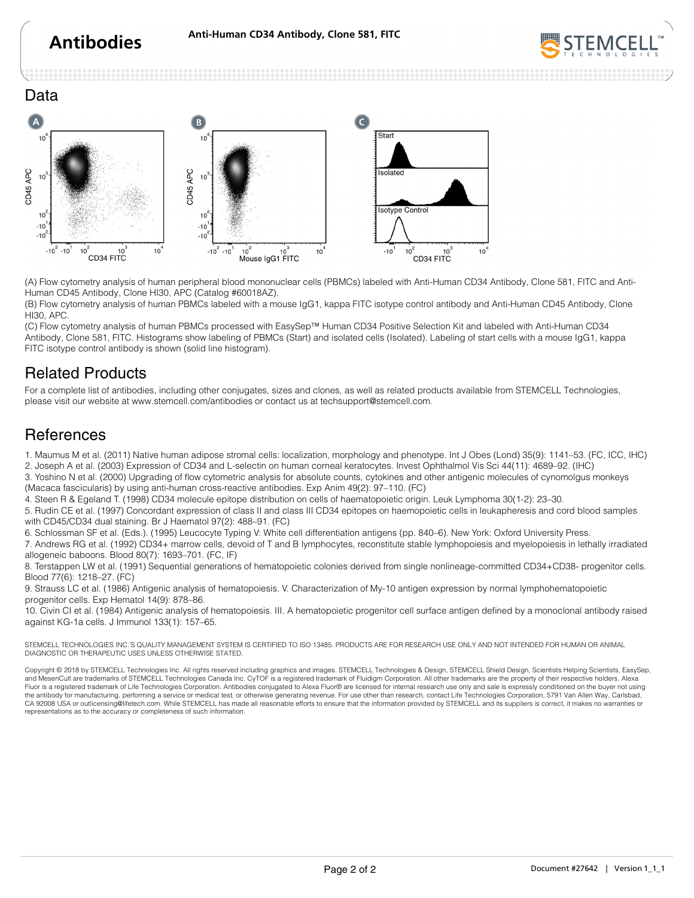## Data

A

CD45 APC

CD34 FITC

B

CD45 APC

Mouse IgG1 FITC

C

Start

Isolated

Isotype Control

CD34 FITC

(A) Flow cytometry analysis of human peripheral blood mononuclear cells (PBMCs) labeled with Anti-Human CD34 Antibody, Clone 581, FITC and Anti-Human CD45 Antibody, Clone HI30, APC (Catalog #60018AZ).
(B) Flow cytometry analysis of human PBMCs labeled with a mouse IgG1, kappa FITC isotype control antibody and Anti-Human CD45 Antibody, Clone HI30, APC.
(C) Flow cytometry analysis of human PBMCs processed with EasySep™ Human CD34 Positive Selection Kit and labeled with Anti-Human CD34 Antibody, Clone 581, FITC. Histograms show labeling of PBMCs (Start) and isolated cells (Isolated). Labeling of start cells with a mouse IgG1, kappa FITC isotype control antibody is shown (solid line histogram).

## Related Products

For a complete list of antibodies, including other conjugates, sizes and clones, as well as related products available from STEMCELL Technologies, please visit our website at www.stemcell.com/antibodies or contact us at techsupport@stemcell.com.

## References

1. Maumus M et al. (2011) Native human adipose stromal cells: localization, morphology and phenotype. Int J Obes (Lond) 35(9): 1141–53. (FC, ICC, IHC)
2. Joseph A et al. (2003) Expression of CD34 and L-selectin on human corneal keratocytes. Invest Ophthalmol Vis Sci 44(11): 4689–92. (IHC)
3. Yoshino N et al. (2000) Upgrading of flow cytometric analysis for absolute counts, cytokines and other antigenic molecules of cynomolgus monkeys (Macaca fascicularis) by using anti-human cross-reactive antibodies. Exp Anim 49(2): 97–110. (FC)
4. Steen R & Egeland T. (1998) CD34 molecule epitope distribution on cells of haematopoietic origin. Leuk Lymphoma 30(1-2): 23–30.
5. Rudin CE et al. (1997) Concordant expression of class II and class III CD34 epitopes on haemopoietic cells in leukapheresis and cord blood samples with CD45/CD34 dual staining. Br J Haematol 97(2): 488–91. (FC)
6. Schlossman SF et al. (Eds.). (1995) Leucocyte Typing V: White cell differentiation antigens (pp. 840–6). New York: Oxford University Press.
7. Andrews RG et al. (1992) CD34+ marrow cells, devoid of T and B lymphocytes, reconstitute stable lymphopoiesis and myelopoiesis in lethally irradiated allogeneic baboons. Blood 80(7): 1693–701. (FC, IF)
8. Terstappen LW et al. (1991) Sequential generations of hematopoietic colonies derived from single nonlineage-committed CD34+CD38- progenitor cells. Blood 77(6): 1218–27. (FC)
9. Strauss LC et al. (1986) Antigenic analysis of hematopoiesis. V. Characterization of My-10 antigen expression by normal lymphohematopoietic progenitor cells. Exp Hematol 14(9): 878–86.
10. Civin CI et al. (1984) Antigenic analysis of hematopoiesis. III. A hematopoietic progenitor cell surface antigen defined by a monoclonal antibody raised against KG-1a cells. J Immunol 133(1): 157–65.

STEMCELL TECHNOLOGIES INC.'S QUALITY MANAGEMENT SYSTEM IS CERTIFIED TO ISO 13485. PRODUCTS ARE FOR RESEARCH USE ONLY AND NOT INTENDED FOR HUMAN OR ANIMAL DIAGNOSTIC OR THERAPEUTIC USES UNLESS OTHERWISE STATED.

Copyright © 2018 by STEMCELL Technologies Inc. All rights reserved including graphics and images. STEMCELL Technologies & Design, STEMCELL Shield Design, Scientists Helping Scientists, EasySep, and MesenCult are trademarks of STEMCELL Technologies Canada Inc. CyTOF is a registered trademark of Fluidigm Corporation. All other trademarks are the property of their respective holders. Alexa Fluor is a registered trademark of Life Technologies Corporation. Antibodies conjugated to Alexa Fluor® are licensed for internal research use only and sale is expressly conditioned on the buyer not using the antibody for manufacturing, performing a service or medical test, or otherwise generating revenue. For use other than research, contact Life Technologies Corporation, 5791 Van Allen Way, Carlsbad, CA 92008 USA or outlicensing@lifetech.com. While STEMCELL has made all reasonable efforts to ensure that the information provided by STEMCELL and its suppliers is correct, it makes no warranties or representations as to the accuracy or completeness of such information.